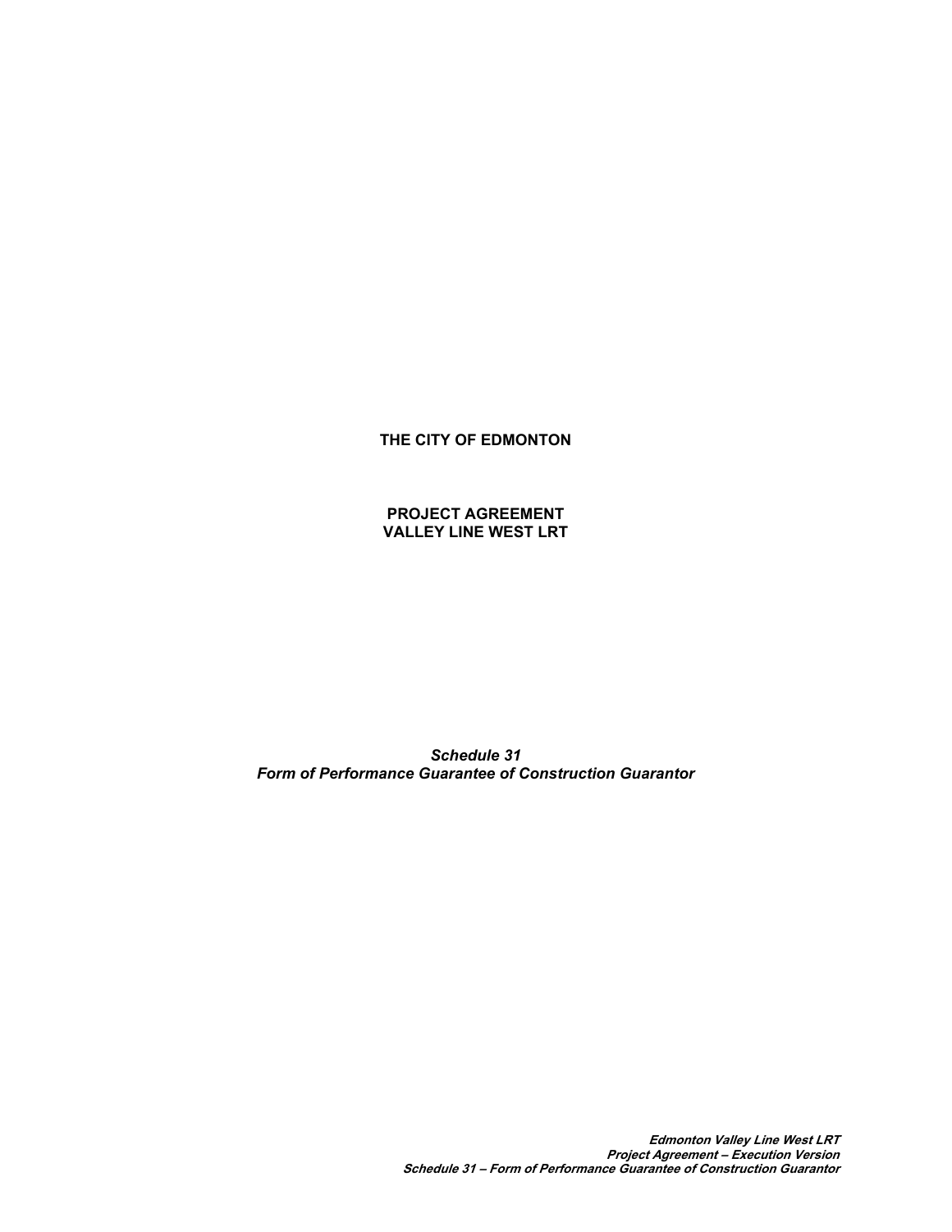**THE CITY OF EDMONTON**

**PROJECT AGREEMENT**
**VALLEY LINE WEST LRT**

***Schedule 31***
***Form of Performance Guarantee of Construction Guarantor***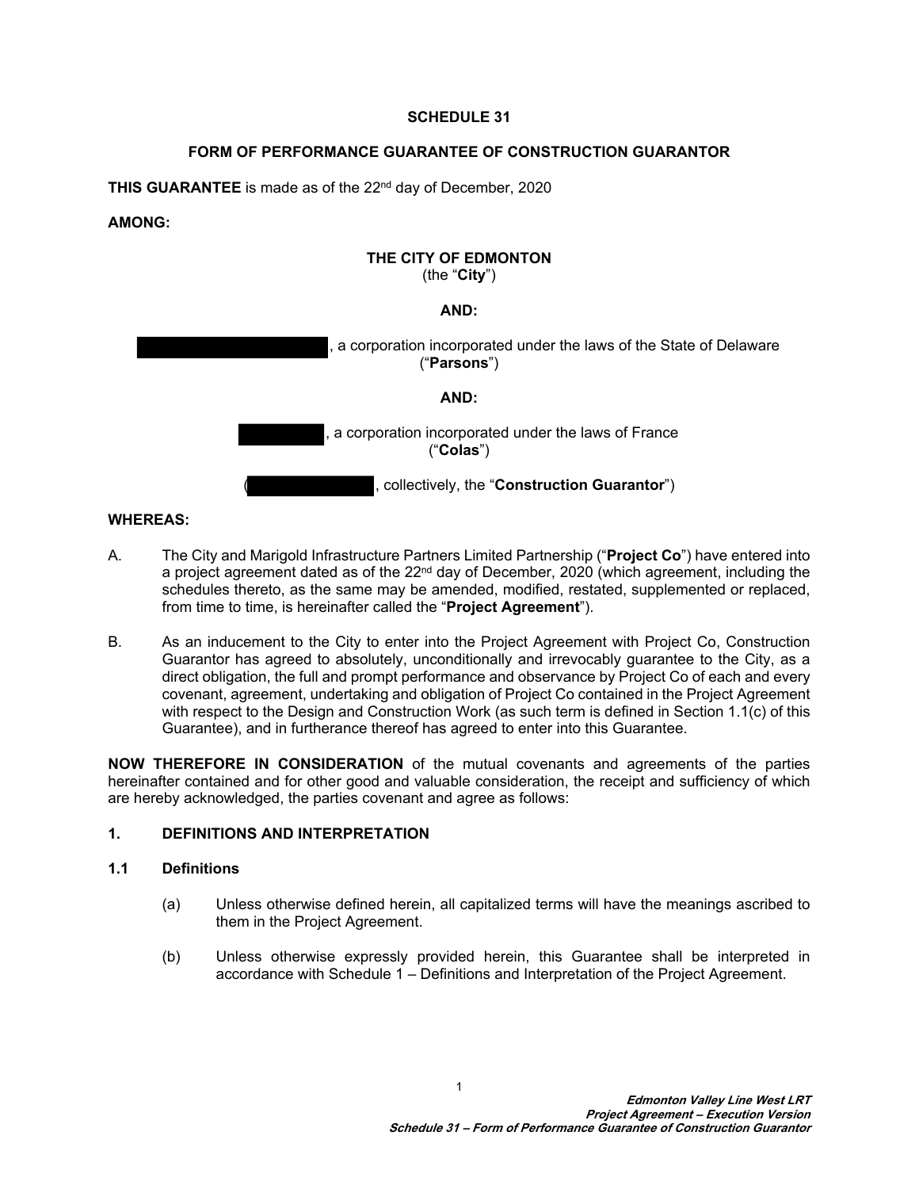# SCHEDULE 31

## FORM OF PERFORMANCE GUARANTEE OF CONSTRUCTION GUARANTOR

**THIS GUARANTEE** is made as of the 22nd day of December, 2020

**AMONG:**

**THE CITY OF EDMONTON**
(the "**City**")

**AND:**

[REDACTED], a corporation incorporated under the laws of the State of Delaware
("**Parsons**")

**AND:**

[REDACTED], a corporation incorporated under the laws of France
("**Colas**")

([REDACTED], collectively, the "**Construction Guarantor**")

**WHEREAS:**

A. The City and Marigold Infrastructure Partners Limited Partnership ("**Project Co**") have entered into a project agreement dated as of the 22nd day of December, 2020 (which agreement, including the schedules thereto, as the same may be amended, modified, restated, supplemented or replaced, from time to time, is hereinafter called the "**Project Agreement**").

B. As an inducement to the City to enter into the Project Agreement with Project Co, Construction Guarantor has agreed to absolutely, unconditionally and irrevocably guarantee to the City, as a direct obligation, the full and prompt performance and observance by Project Co of each and every covenant, agreement, undertaking and obligation of Project Co contained in the Project Agreement with respect to the Design and Construction Work (as such term is defined in Section 1.1(c) of this Guarantee), and in furtherance thereof has agreed to enter into this Guarantee.

**NOW THEREFORE IN CONSIDERATION** of the mutual covenants and agreements of the parties hereinafter contained and for other good and valuable consideration, the receipt and sufficiency of which are hereby acknowledged, the parties covenant and agree as follows:

### 1. DEFINITIONS AND INTERPRETATION

### 1.1 Definitions

(a) Unless otherwise defined herein, all capitalized terms will have the meanings ascribed to them in the Project Agreement.

(b) Unless otherwise expressly provided herein, this Guarantee shall be interpreted in accordance with Schedule 1 – Definitions and Interpretation of the Project Agreement.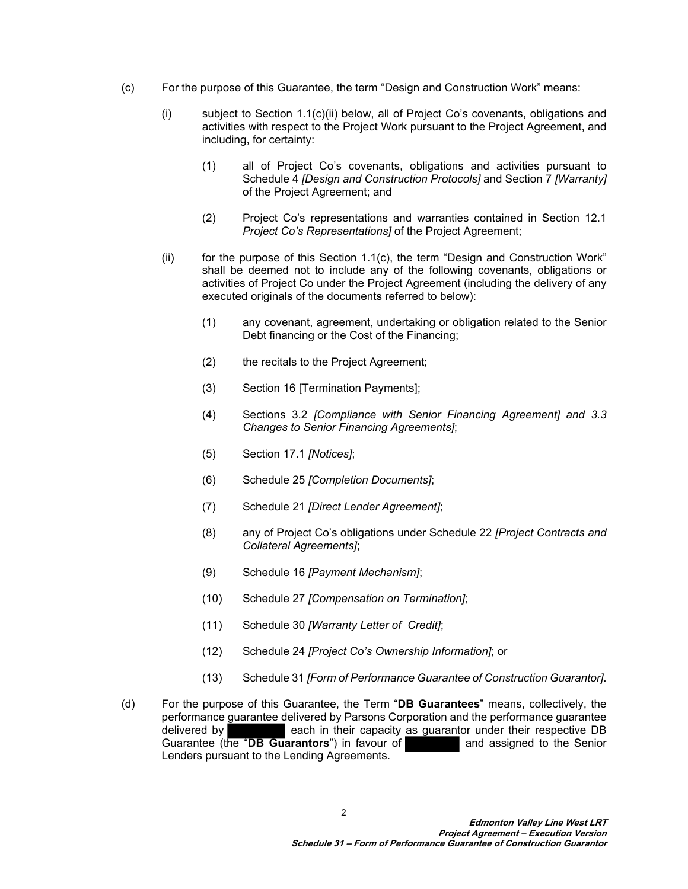(c) For the purpose of this Guarantee, the term "Design and Construction Work" means:

(i) subject to Section 1.1(c)(ii) below, all of Project Co's covenants, obligations and activities with respect to the Project Work pursuant to the Project Agreement, and including, for certainty:

(1) all of Project Co's covenants, obligations and activities pursuant to Schedule 4 *[Design and Construction Protocols]* and Section 7 *[Warranty]* of the Project Agreement; and

(2) Project Co's representations and warranties contained in Section 12.1 *Project Co's Representations]* of the Project Agreement;

(ii) for the purpose of this Section 1.1(c), the term "Design and Construction Work" shall be deemed not to include any of the following covenants, obligations or activities of Project Co under the Project Agreement (including the delivery of any executed originals of the documents referred to below):

(1) any covenant, agreement, undertaking or obligation related to the Senior Debt financing or the Cost of the Financing;

(2) the recitals to the Project Agreement;

(3) Section 16 [Termination Payments];

(4) Sections 3.2 *[Compliance with Senior Financing Agreement] and 3.3 Changes to Senior Financing Agreements]*;

(5) Section 17.1 *[Notices]*;

(6) Schedule 25 *[Completion Documents]*;

(7) Schedule 21 *[Direct Lender Agreement]*;

(8) any of Project Co's obligations under Schedule 22 *[Project Contracts and Collateral Agreements]*;

(9) Schedule 16 *[Payment Mechanism]*;

(10) Schedule 27 *[Compensation on Termination]*;

(11) Schedule 30 *[Warranty Letter of Credit]*;

(12) Schedule 24 *[Project Co's Ownership Information]*; or

(13) Schedule 31 *[Form of Performance Guarantee of Construction Guarantor]*.

(d) For the purpose of this Guarantee, the Term "**DB Guarantees**" means, collectively, the performance guarantee delivered by Parsons Corporation and the performance guarantee delivered by ██████ each in their capacity as guarantor under their respective DB Guarantee (the "**DB Guarantors**") in favour of ██████ and assigned to the Senior Lenders pursuant to the Lending Agreements.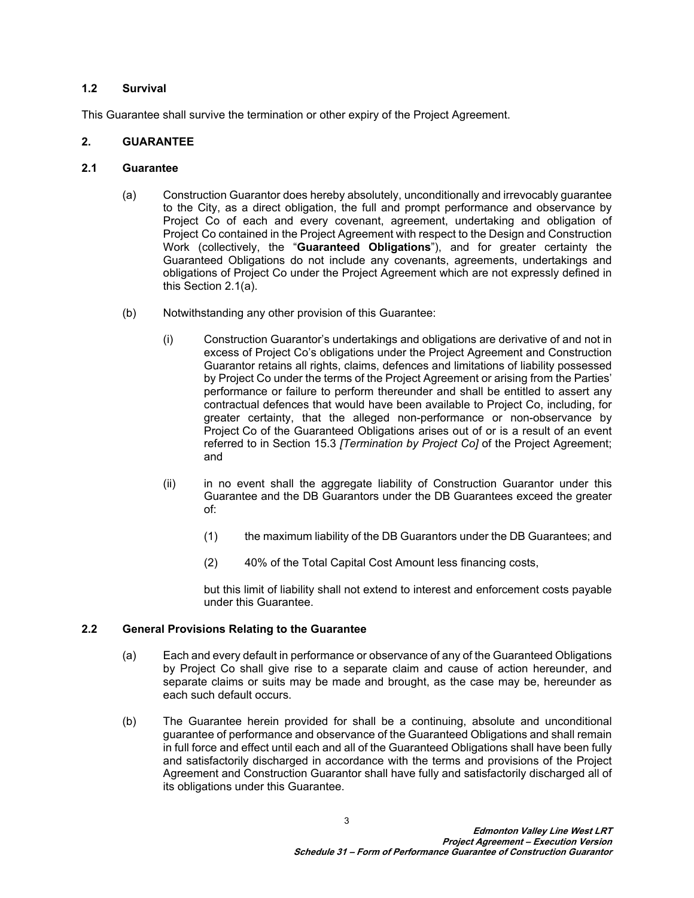### 1.2 Survival

This Guarantee shall survive the termination or other expiry of the Project Agreement.

## 2. GUARANTEE

### 2.1 Guarantee

(a) Construction Guarantor does hereby absolutely, unconditionally and irrevocably guarantee to the City, as a direct obligation, the full and prompt performance and observance by Project Co of each and every covenant, agreement, undertaking and obligation of Project Co contained in the Project Agreement with respect to the Design and Construction Work (collectively, the "**Guaranteed Obligations**"), and for greater certainty the Guaranteed Obligations do not include any covenants, agreements, undertakings and obligations of Project Co under the Project Agreement which are not expressly defined in this Section 2.1(a).

(b) Notwithstanding any other provision of this Guarantee:

(i) Construction Guarantor's undertakings and obligations are derivative of and not in excess of Project Co's obligations under the Project Agreement and Construction Guarantor retains all rights, claims, defences and limitations of liability possessed by Project Co under the terms of the Project Agreement or arising from the Parties' performance or failure to perform thereunder and shall be entitled to assert any contractual defences that would have been available to Project Co, including, for greater certainty, that the alleged non-performance or non-observance by Project Co of the Guaranteed Obligations arises out of or is a result of an event referred to in Section 15.3 *[Termination by Project Co]* of the Project Agreement; and

(ii) in no event shall the aggregate liability of Construction Guarantor under this Guarantee and the DB Guarantors under the DB Guarantees exceed the greater of:

(1) the maximum liability of the DB Guarantors under the DB Guarantees; and

(2) 40% of the Total Capital Cost Amount less financing costs,

but this limit of liability shall not extend to interest and enforcement costs payable under this Guarantee.

### 2.2 General Provisions Relating to the Guarantee

(a) Each and every default in performance or observance of any of the Guaranteed Obligations by Project Co shall give rise to a separate claim and cause of action hereunder, and separate claims or suits may be made and brought, as the case may be, hereunder as each such default occurs.

(b) The Guarantee herein provided for shall be a continuing, absolute and unconditional guarantee of performance and observance of the Guaranteed Obligations and shall remain in full force and effect until each and all of the Guaranteed Obligations shall have been fully and satisfactorily discharged in accordance with the terms and provisions of the Project Agreement and Construction Guarantor shall have fully and satisfactorily discharged all of its obligations under this Guarantee.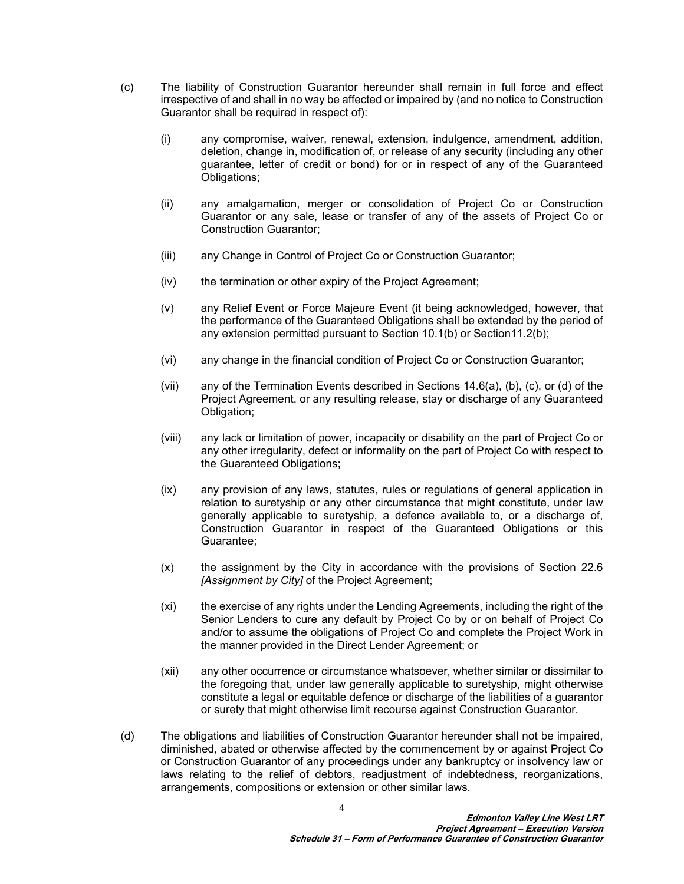(c) The liability of Construction Guarantor hereunder shall remain in full force and effect irrespective of and shall in no way be affected or impaired by (and no notice to Construction Guarantor shall be required in respect of):

  (i) any compromise, waiver, renewal, extension, indulgence, amendment, addition, deletion, change in, modification of, or release of any security (including any other guarantee, letter of credit or bond) for or in respect of any of the Guaranteed Obligations;

  (ii) any amalgamation, merger or consolidation of Project Co or Construction Guarantor or any sale, lease or transfer of any of the assets of Project Co or Construction Guarantor;

  (iii) any Change in Control of Project Co or Construction Guarantor;

  (iv) the termination or other expiry of the Project Agreement;

  (v) any Relief Event or Force Majeure Event (it being acknowledged, however, that the performance of the Guaranteed Obligations shall be extended by the period of any extension permitted pursuant to Section 10.1(b) or Section11.2(b);

  (vi) any change in the financial condition of Project Co or Construction Guarantor;

  (vii) any of the Termination Events described in Sections 14.6(a), (b), (c), or (d) of the Project Agreement, or any resulting release, stay or discharge of any Guaranteed Obligation;

  (viii) any lack or limitation of power, incapacity or disability on the part of Project Co or any other irregularity, defect or informality on the part of Project Co with respect to the Guaranteed Obligations;

  (ix) any provision of any laws, statutes, rules or regulations of general application in relation to suretyship or any other circumstance that might constitute, under law generally applicable to suretyship, a defence available to, or a discharge of, Construction Guarantor in respect of the Guaranteed Obligations or this Guarantee;

  (x) the assignment by the City in accordance with the provisions of Section 22.6 *[Assignment by City]* of the Project Agreement;

  (xi) the exercise of any rights under the Lending Agreements, including the right of the Senior Lenders to cure any default by Project Co by or on behalf of Project Co and/or to assume the obligations of Project Co and complete the Project Work in the manner provided in the Direct Lender Agreement; or

  (xii) any other occurrence or circumstance whatsoever, whether similar or dissimilar to the foregoing that, under law generally applicable to suretyship, might otherwise constitute a legal or equitable defence or discharge of the liabilities of a guarantor or surety that might otherwise limit recourse against Construction Guarantor.

(d) The obligations and liabilities of Construction Guarantor hereunder shall not be impaired, diminished, abated or otherwise affected by the commencement by or against Project Co or Construction Guarantor of any proceedings under any bankruptcy or insolvency law or laws relating to the relief of debtors, readjustment of indebtedness, reorganizations, arrangements, compositions or extension or other similar laws.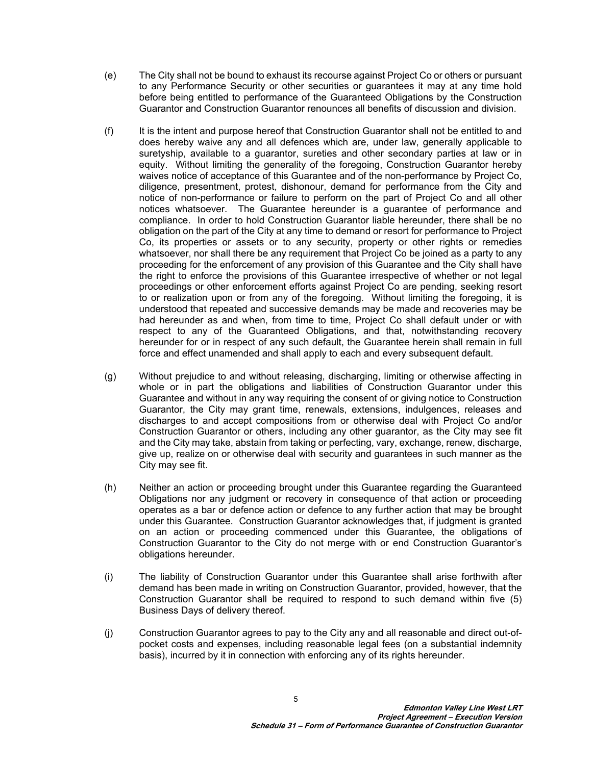(e) The City shall not be bound to exhaust its recourse against Project Co or others or pursuant to any Performance Security or other securities or guarantees it may at any time hold before being entitled to performance of the Guaranteed Obligations by the Construction Guarantor and Construction Guarantor renounces all benefits of discussion and division.

(f) It is the intent and purpose hereof that Construction Guarantor shall not be entitled to and does hereby waive any and all defences which are, under law, generally applicable to suretyship, available to a guarantor, sureties and other secondary parties at law or in equity. Without limiting the generality of the foregoing, Construction Guarantor hereby waives notice of acceptance of this Guarantee and of the non-performance by Project Co, diligence, presentment, protest, dishonour, demand for performance from the City and notice of non-performance or failure to perform on the part of Project Co and all other notices whatsoever. The Guarantee hereunder is a guarantee of performance and compliance. In order to hold Construction Guarantor liable hereunder, there shall be no obligation on the part of the City at any time to demand or resort for performance to Project Co, its properties or assets or to any security, property or other rights or remedies whatsoever, nor shall there be any requirement that Project Co be joined as a party to any proceeding for the enforcement of any provision of this Guarantee and the City shall have the right to enforce the provisions of this Guarantee irrespective of whether or not legal proceedings or other enforcement efforts against Project Co are pending, seeking resort to or realization upon or from any of the foregoing. Without limiting the foregoing, it is understood that repeated and successive demands may be made and recoveries may be had hereunder as and when, from time to time, Project Co shall default under or with respect to any of the Guaranteed Obligations, and that, notwithstanding recovery hereunder for or in respect of any such default, the Guarantee herein shall remain in full force and effect unamended and shall apply to each and every subsequent default.

(g) Without prejudice to and without releasing, discharging, limiting or otherwise affecting in whole or in part the obligations and liabilities of Construction Guarantor under this Guarantee and without in any way requiring the consent of or giving notice to Construction Guarantor, the City may grant time, renewals, extensions, indulgences, releases and discharges to and accept compositions from or otherwise deal with Project Co and/or Construction Guarantor or others, including any other guarantor, as the City may see fit and the City may take, abstain from taking or perfecting, vary, exchange, renew, discharge, give up, realize on or otherwise deal with security and guarantees in such manner as the City may see fit.

(h) Neither an action or proceeding brought under this Guarantee regarding the Guaranteed Obligations nor any judgment or recovery in consequence of that action or proceeding operates as a bar or defence action or defence to any further action that may be brought under this Guarantee. Construction Guarantor acknowledges that, if judgment is granted on an action or proceeding commenced under this Guarantee, the obligations of Construction Guarantor to the City do not merge with or end Construction Guarantor's obligations hereunder.

(i) The liability of Construction Guarantor under this Guarantee shall arise forthwith after demand has been made in writing on Construction Guarantor, provided, however, that the Construction Guarantor shall be required to respond to such demand within five (5) Business Days of delivery thereof.

(j) Construction Guarantor agrees to pay to the City any and all reasonable and direct out-of-pocket costs and expenses, including reasonable legal fees (on a substantial indemnity basis), incurred by it in connection with enforcing any of its rights hereunder.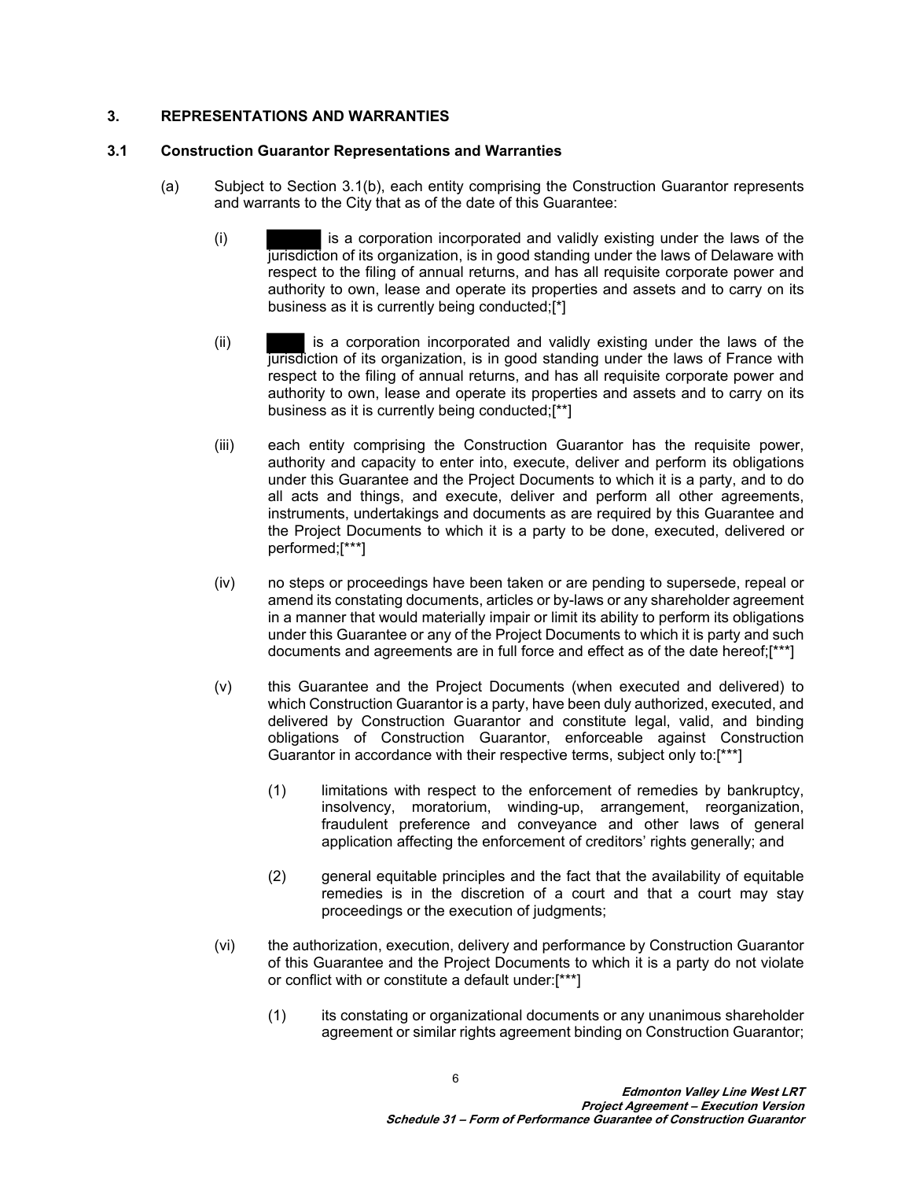## 3. REPRESENTATIONS AND WARRANTIES

### 3.1 Construction Guarantor Representations and Warranties

(a) Subject to Section 3.1(b), each entity comprising the Construction Guarantor represents and warrants to the City that as of the date of this Guarantee:

(i) ██████ is a corporation incorporated and validly existing under the laws of the jurisdiction of its organization, is in good standing under the laws of Delaware with respect to the filing of annual returns, and has all requisite corporate power and authority to own, lease and operate its properties and assets and to carry on its business as it is currently being conducted;[*]

(ii) ████ is a corporation incorporated and validly existing under the laws of the jurisdiction of its organization, is in good standing under the laws of France with respect to the filing of annual returns, and has all requisite corporate power and authority to own, lease and operate its properties and assets and to carry on its business as it is currently being conducted;[**]

(iii) each entity comprising the Construction Guarantor has the requisite power, authority and capacity to enter into, execute, deliver and perform its obligations under this Guarantee and the Project Documents to which it is a party, and to do all acts and things, and execute, deliver and perform all other agreements, instruments, undertakings and documents as are required by this Guarantee and the Project Documents to which it is a party to be done, executed, delivered or performed;[***]

(iv) no steps or proceedings have been taken or are pending to supersede, repeal or amend its constating documents, articles or by-laws or any shareholder agreement in a manner that would materially impair or limit its ability to perform its obligations under this Guarantee or any of the Project Documents to which it is party and such documents and agreements are in full force and effect as of the date hereof;[***]

(v) this Guarantee and the Project Documents (when executed and delivered) to which Construction Guarantor is a party, have been duly authorized, executed, and delivered by Construction Guarantor and constitute legal, valid, and binding obligations of Construction Guarantor, enforceable against Construction Guarantor in accordance with their respective terms, subject only to:[***]

(1) limitations with respect to the enforcement of remedies by bankruptcy, insolvency, moratorium, winding-up, arrangement, reorganization, fraudulent preference and conveyance and other laws of general application affecting the enforcement of creditors' rights generally; and

(2) general equitable principles and the fact that the availability of equitable remedies is in the discretion of a court and that a court may stay proceedings or the execution of judgments;

(vi) the authorization, execution, delivery and performance by Construction Guarantor of this Guarantee and the Project Documents to which it is a party do not violate or conflict with or constitute a default under:[***]

(1) its constating or organizational documents or any unanimous shareholder agreement or similar rights agreement binding on Construction Guarantor;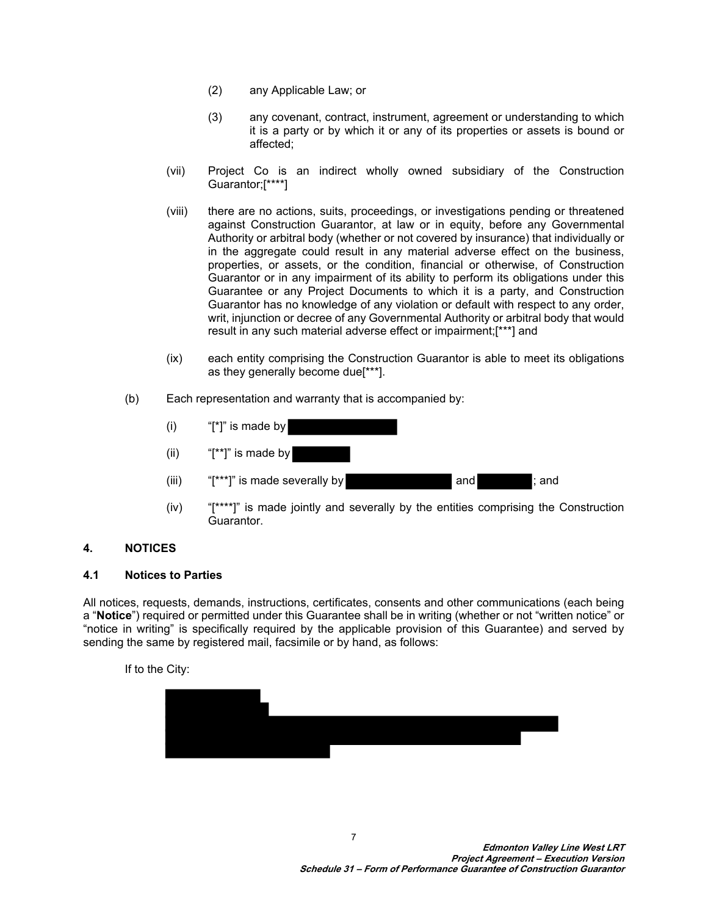(2) any Applicable Law; or

(3) any covenant, contract, instrument, agreement or understanding to which it is a party or by which it or any of its properties or assets is bound or affected;

(vii) Project Co is an indirect wholly owned subsidiary of the Construction Guarantor;[****]

(viii) there are no actions, suits, proceedings, or investigations pending or threatened against Construction Guarantor, at law or in equity, before any Governmental Authority or arbitral body (whether or not covered by insurance) that individually or in the aggregate could result in any material adverse effect on the business, properties, or assets, or the condition, financial or otherwise, of Construction Guarantor or in any impairment of its ability to perform its obligations under this Guarantee or any Project Documents to which it is a party, and Construction Guarantor has no knowledge of any violation or default with respect to any order, writ, injunction or decree of any Governmental Authority or arbitral body that would result in any such material adverse effect or impairment;[***] and

(ix) each entity comprising the Construction Guarantor is able to meet its obligations as they generally become due[***].

(b) Each representation and warranty that is accompanied by:

(i) "[*]" is made by

(ii) "[**]" is made by

(iii) "[***]" is made severally by and ; and

(iv) "[****]" is made jointly and severally by the entities comprising the Construction Guarantor.

## 4. NOTICES

### 4.1 Notices to Parties

All notices, requests, demands, instructions, certificates, consents and other communications (each being a "**Notice**") required or permitted under this Guarantee shall be in writing (whether or not "written notice" or "notice in writing" is specifically required by the applicable provision of this Guarantee) and served by sending the same by registered mail, facsimile or by hand, as follows:

If to the City: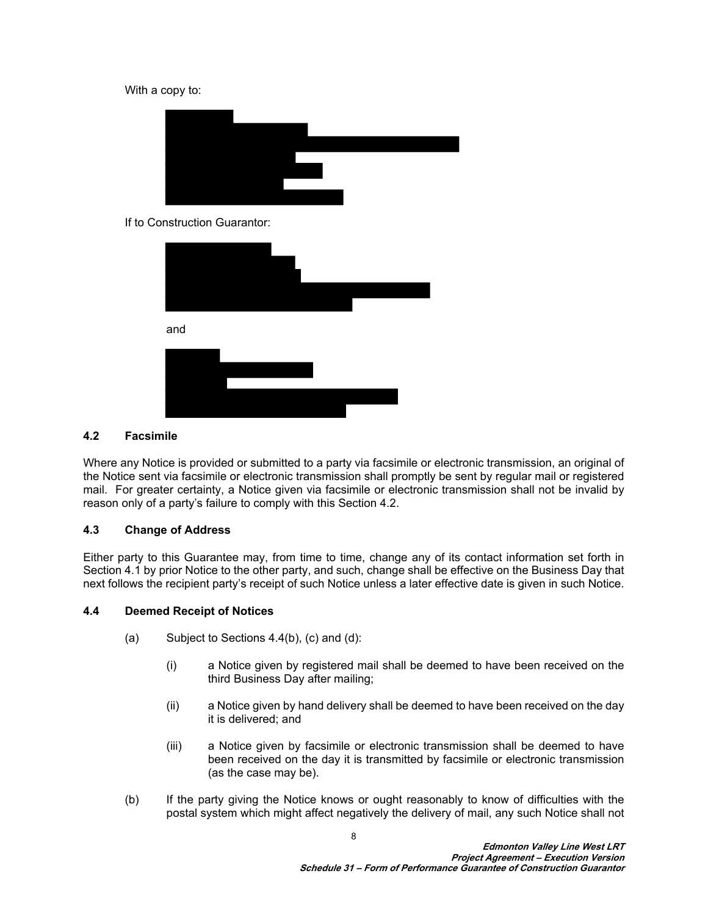With a copy to:

If to Construction Guarantor:

and

### 4.2 Facsimile

Where any Notice is provided or submitted to a party via facsimile or electronic transmission, an original of the Notice sent via facsimile or electronic transmission shall promptly be sent by regular mail or registered mail. For greater certainty, a Notice given via facsimile or electronic transmission shall not be invalid by reason only of a party's failure to comply with this Section 4.2.

### 4.3 Change of Address

Either party to this Guarantee may, from time to time, change any of its contact information set forth in Section 4.1 by prior Notice to the other party, and such, change shall be effective on the Business Day that next follows the recipient party's receipt of such Notice unless a later effective date is given in such Notice.

### 4.4 Deemed Receipt of Notices

(a) Subject to Sections 4.4(b), (c) and (d):

  (i) a Notice given by registered mail shall be deemed to have been received on the third Business Day after mailing;

  (ii) a Notice given by hand delivery shall be deemed to have been received on the day it is delivered; and

  (iii) a Notice given by facsimile or electronic transmission shall be deemed to have been received on the day it is transmitted by facsimile or electronic transmission (as the case may be).

(b) If the party giving the Notice knows or ought reasonably to know of difficulties with the postal system which might affect negatively the delivery of mail, any such Notice shall not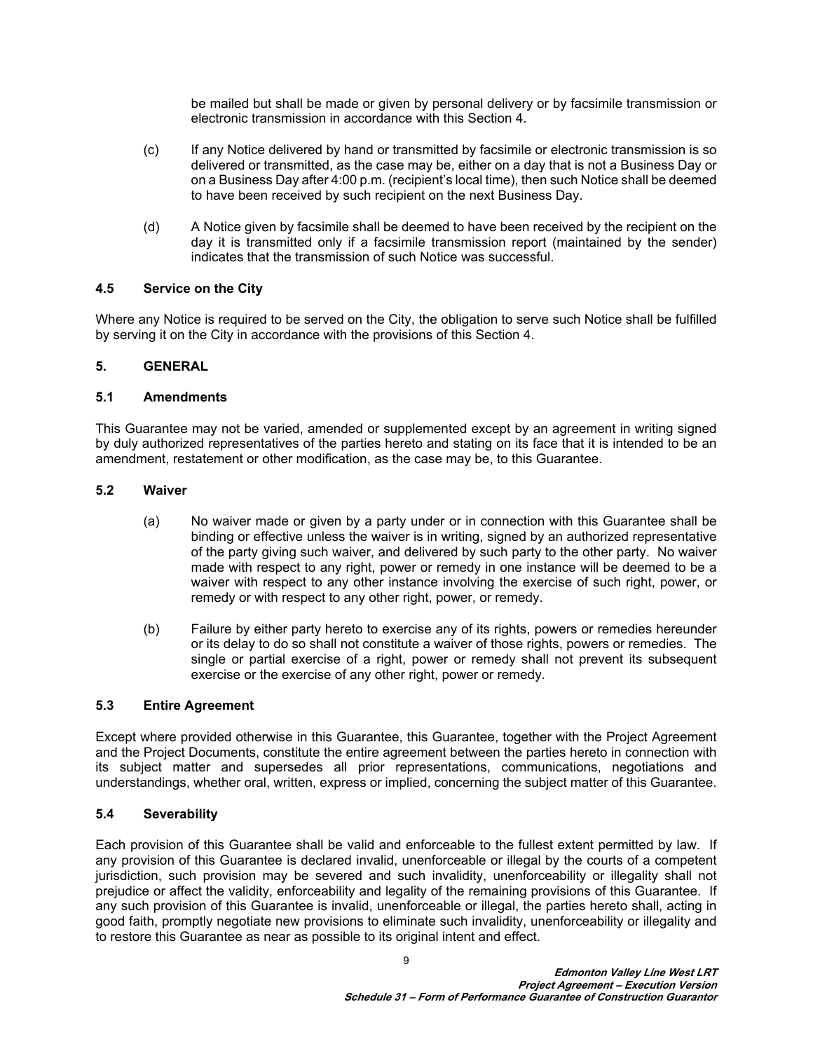be mailed but shall be made or given by personal delivery or by facsimile transmission or electronic transmission in accordance with this Section 4.

(c) If any Notice delivered by hand or transmitted by facsimile or electronic transmission is so delivered or transmitted, as the case may be, either on a day that is not a Business Day or on a Business Day after 4:00 p.m. (recipient's local time), then such Notice shall be deemed to have been received by such recipient on the next Business Day.

(d) A Notice given by facsimile shall be deemed to have been received by the recipient on the day it is transmitted only if a facsimile transmission report (maintained by the sender) indicates that the transmission of such Notice was successful.

### 4.5 Service on the City

Where any Notice is required to be served on the City, the obligation to serve such Notice shall be fulfilled by serving it on the City in accordance with the provisions of this Section 4.

## 5. GENERAL

### 5.1 Amendments

This Guarantee may not be varied, amended or supplemented except by an agreement in writing signed by duly authorized representatives of the parties hereto and stating on its face that it is intended to be an amendment, restatement or other modification, as the case may be, to this Guarantee.

### 5.2 Waiver

(a) No waiver made or given by a party under or in connection with this Guarantee shall be binding or effective unless the waiver is in writing, signed by an authorized representative of the party giving such waiver, and delivered by such party to the other party. No waiver made with respect to any right, power or remedy in one instance will be deemed to be a waiver with respect to any other instance involving the exercise of such right, power, or remedy or with respect to any other right, power, or remedy.

(b) Failure by either party hereto to exercise any of its rights, powers or remedies hereunder or its delay to do so shall not constitute a waiver of those rights, powers or remedies. The single or partial exercise of a right, power or remedy shall not prevent its subsequent exercise or the exercise of any other right, power or remedy.

### 5.3 Entire Agreement

Except where provided otherwise in this Guarantee, this Guarantee, together with the Project Agreement and the Project Documents, constitute the entire agreement between the parties hereto in connection with its subject matter and supersedes all prior representations, communications, negotiations and understandings, whether oral, written, express or implied, concerning the subject matter of this Guarantee.

### 5.4 Severability

Each provision of this Guarantee shall be valid and enforceable to the fullest extent permitted by law. If any provision of this Guarantee is declared invalid, unenforceable or illegal by the courts of a competent jurisdiction, such provision may be severed and such invalidity, unenforceability or illegality shall not prejudice or affect the validity, enforceability and legality of the remaining provisions of this Guarantee. If any such provision of this Guarantee is invalid, unenforceable or illegal, the parties hereto shall, acting in good faith, promptly negotiate new provisions to eliminate such invalidity, unenforceability or illegality and to restore this Guarantee as near as possible to its original intent and effect.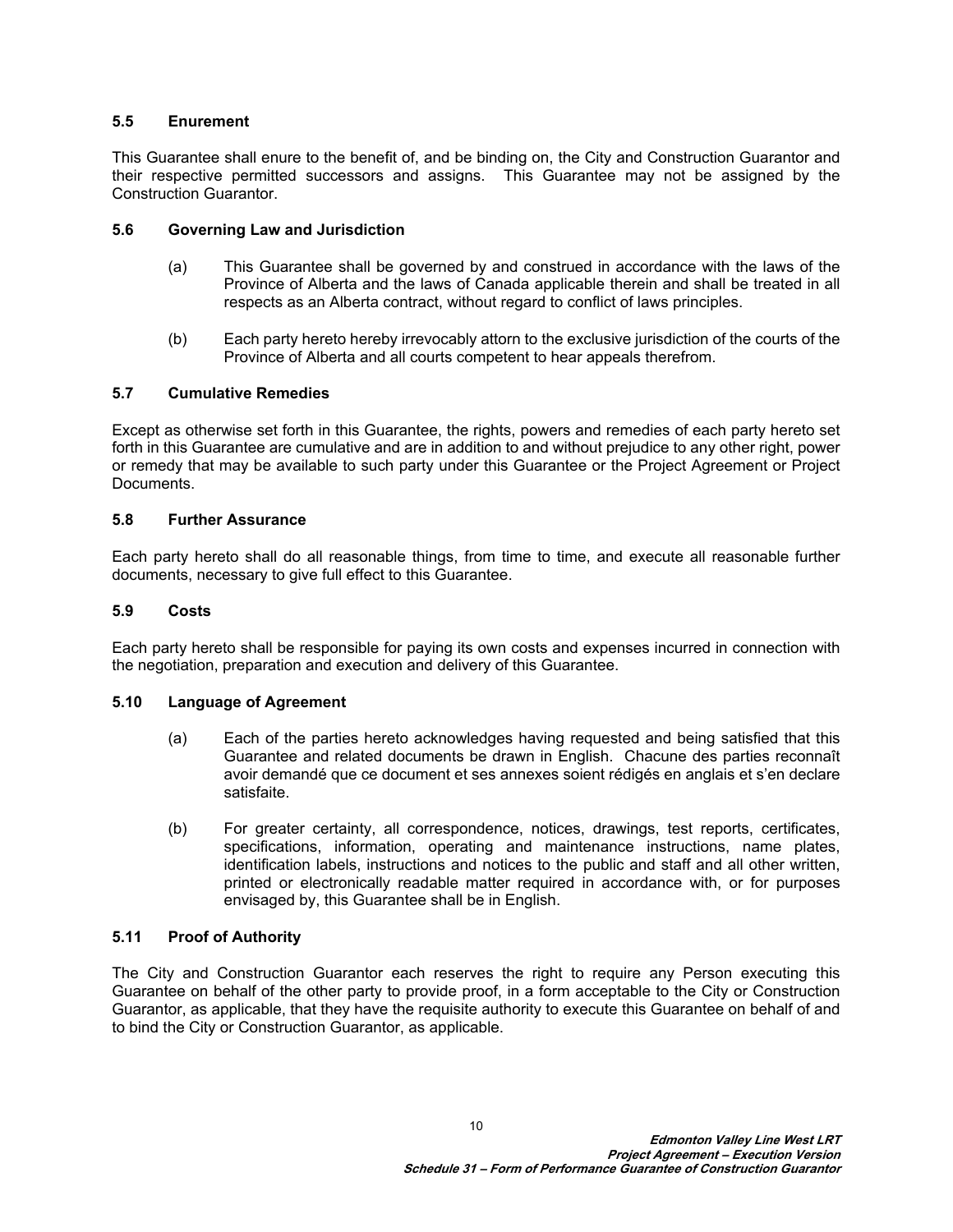### 5.5 Enurement

This Guarantee shall enure to the benefit of, and be binding on, the City and Construction Guarantor and their respective permitted successors and assigns. This Guarantee may not be assigned by the Construction Guarantor.

### 5.6 Governing Law and Jurisdiction

(a) This Guarantee shall be governed by and construed in accordance with the laws of the Province of Alberta and the laws of Canada applicable therein and shall be treated in all respects as an Alberta contract, without regard to conflict of laws principles.

(b) Each party hereto hereby irrevocably attorn to the exclusive jurisdiction of the courts of the Province of Alberta and all courts competent to hear appeals therefrom.

### 5.7 Cumulative Remedies

Except as otherwise set forth in this Guarantee, the rights, powers and remedies of each party hereto set forth in this Guarantee are cumulative and are in addition to and without prejudice to any other right, power or remedy that may be available to such party under this Guarantee or the Project Agreement or Project Documents.

### 5.8 Further Assurance

Each party hereto shall do all reasonable things, from time to time, and execute all reasonable further documents, necessary to give full effect to this Guarantee.

### 5.9 Costs

Each party hereto shall be responsible for paying its own costs and expenses incurred in connection with the negotiation, preparation and execution and delivery of this Guarantee.

### 5.10 Language of Agreement

(a) Each of the parties hereto acknowledges having requested and being satisfied that this Guarantee and related documents be drawn in English. Chacune des parties reconnaît avoir demandé que ce document et ses annexes soient rédigés en anglais et s'en declare satisfaite.

(b) For greater certainty, all correspondence, notices, drawings, test reports, certificates, specifications, information, operating and maintenance instructions, name plates, identification labels, instructions and notices to the public and staff and all other written, printed or electronically readable matter required in accordance with, or for purposes envisaged by, this Guarantee shall be in English.

### 5.11 Proof of Authority

The City and Construction Guarantor each reserves the right to require any Person executing this Guarantee on behalf of the other party to provide proof, in a form acceptable to the City or Construction Guarantor, as applicable, that they have the requisite authority to execute this Guarantee on behalf of and to bind the City or Construction Guarantor, as applicable.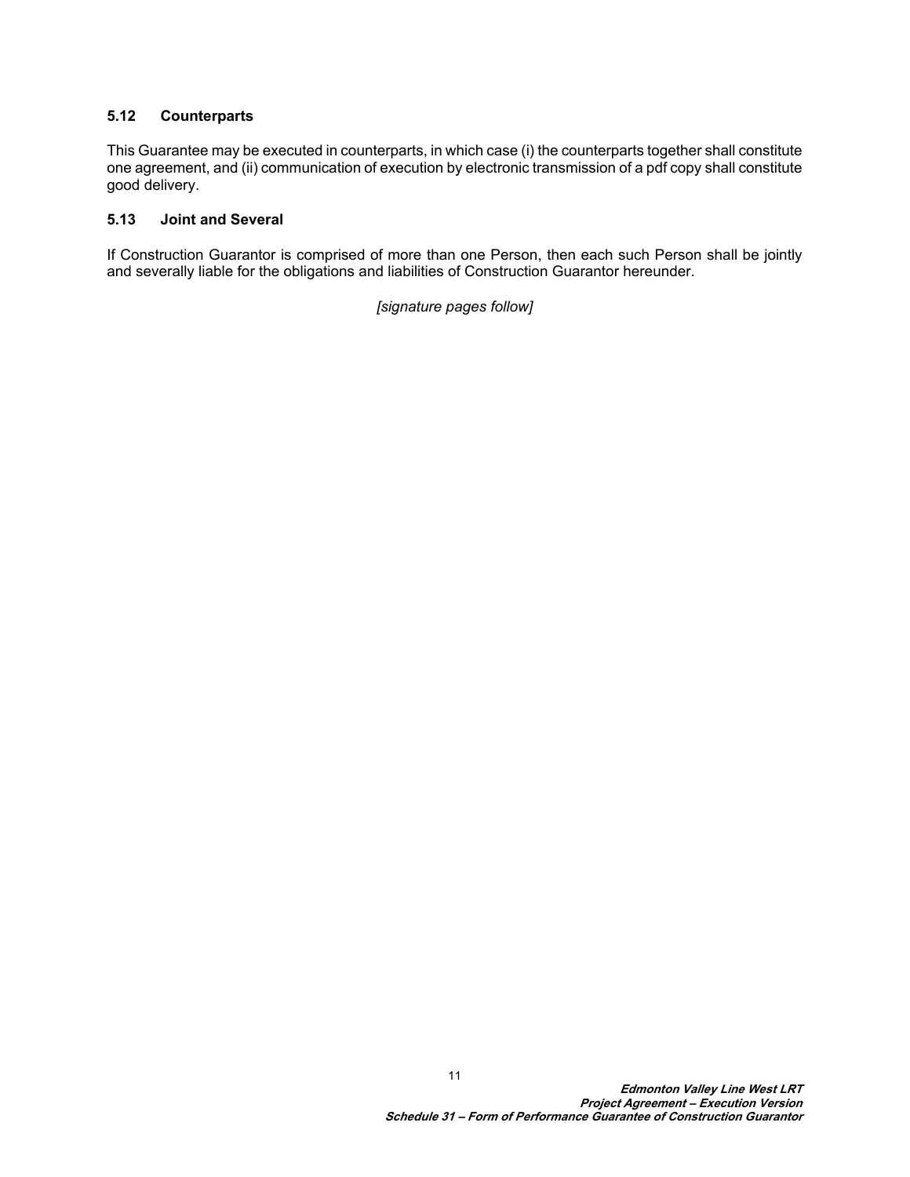### 5.12 Counterparts

This Guarantee may be executed in counterparts, in which case (i) the counterparts together shall constitute one agreement, and (ii) communication of execution by electronic transmission of a pdf copy shall constitute good delivery.

### 5.13 Joint and Several

If Construction Guarantor is comprised of more than one Person, then each such Person shall be jointly and severally liable for the obligations and liabilities of Construction Guarantor hereunder.

*[signature pages follow]*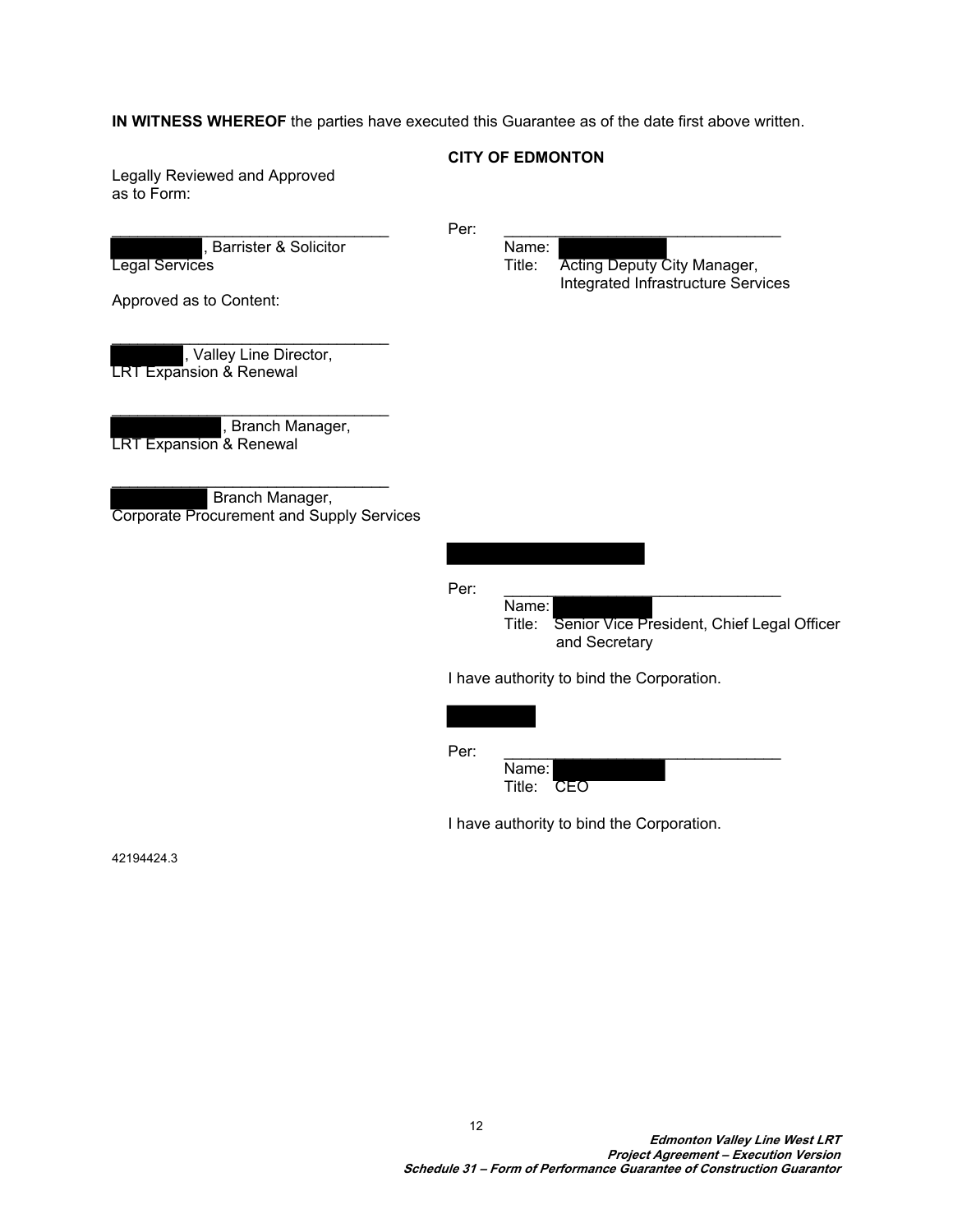**IN WITNESS WHEREOF** the parties have executed this Guarantee as of the date first above written.

**CITY OF EDMONTON**

Legally Reviewed and Approved as to Form:

\_\_\_\_\_\_\_\_\_\_\_\_\_\_\_\_\_\_\_\_\_\_\_\_\_\_\_\_\_\_\_\_
[REDACTED], Barrister & Solicitor
Legal Services

Per: \_\_\_\_\_\_\_\_\_\_\_\_\_\_\_\_\_\_\_\_\_\_\_\_\_\_\_\_\_\_\_\_
Name: [REDACTED]
Title: Acting Deputy City Manager, Integrated Infrastructure Services

Approved as to Content:

\_\_\_\_\_\_\_\_\_\_\_\_\_\_\_\_\_\_\_\_\_\_\_\_\_\_\_\_\_\_\_\_
[REDACTED], Valley Line Director,
LRT Expansion & Renewal

\_\_\_\_\_\_\_\_\_\_\_\_\_\_\_\_\_\_\_\_\_\_\_\_\_\_\_\_\_\_\_\_
[REDACTED], Branch Manager,
LRT Expansion & Renewal

\_\_\_\_\_\_\_\_\_\_\_\_\_\_\_\_\_\_\_\_\_\_\_\_\_\_\_\_\_\_\_\_
[REDACTED] Branch Manager,
Corporate Procurement and Supply Services

[REDACTED]

Per: \_\_\_\_\_\_\_\_\_\_\_\_\_\_\_\_\_\_\_\_\_\_\_\_\_\_\_\_\_\_\_\_
Name: [REDACTED]
Title: Senior Vice President, Chief Legal Officer and Secretary

I have authority to bind the Corporation.

[REDACTED]

Per: \_\_\_\_\_\_\_\_\_\_\_\_\_\_\_\_\_\_\_\_\_\_\_\_\_\_\_\_\_\_\_\_
Name: [REDACTED]
Title: CEO

I have authority to bind the Corporation.

42194424.3